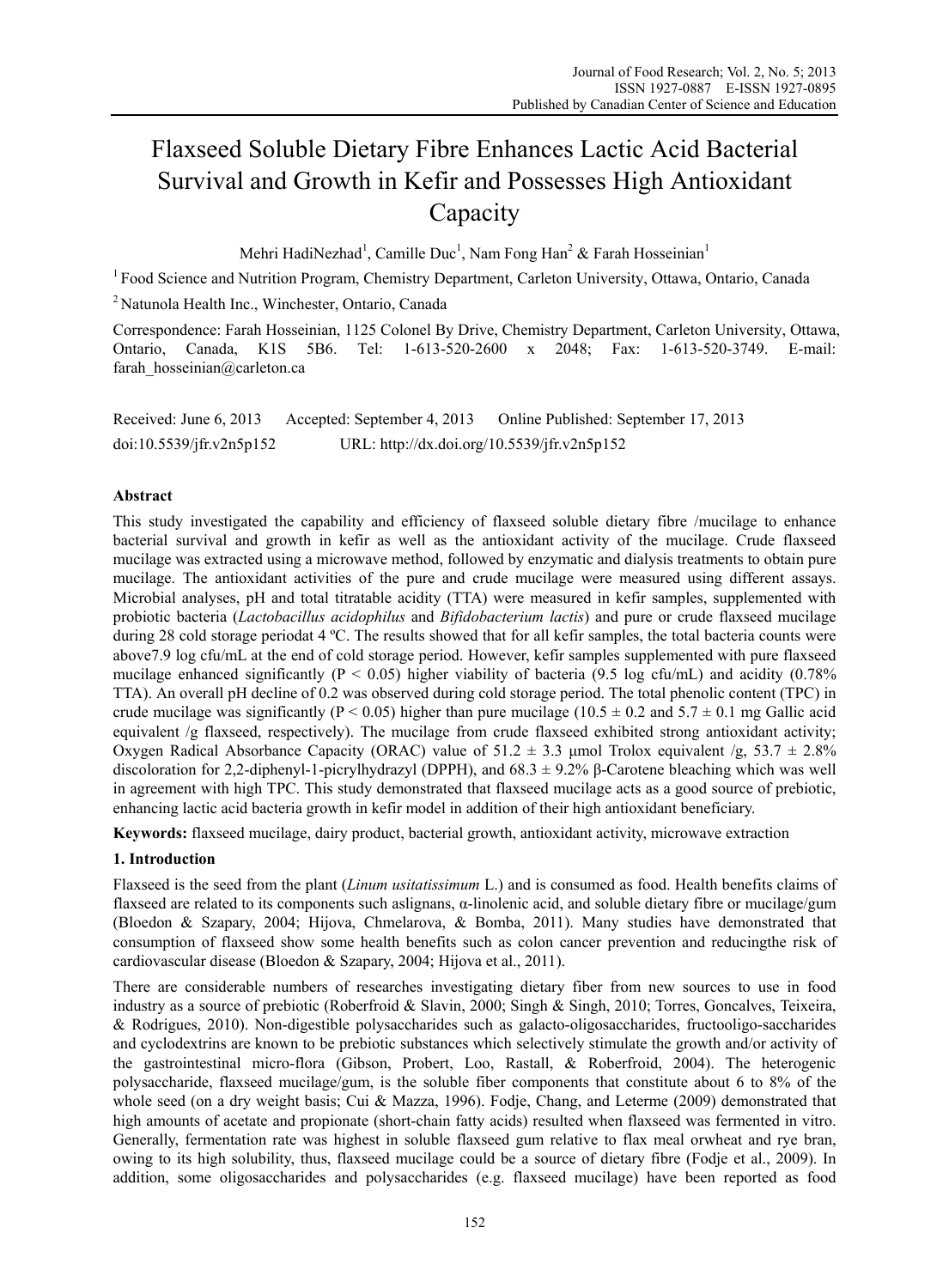# Flaxseed Soluble Dietary Fibre Enhances Lactic Acid Bacterial Survival and Growth in Kefir and Possesses High Antioxidant Capacity

Mehri HadiNezhad[1], Camille Duc[1], Nam Fong Han[2] & Farah Hosseinian[1]

[1] Food Science and Nutrition Program, Chemistry Department, Carleton University, Ottawa, Ontario, Canada

[2] Natunola Health Inc., Winchester, Ontario, Canada

Correspondence: Farah Hosseinian, 1125 Colonel By Drive, Chemistry Department, Carleton University, Ottawa, Ontario, Canada, K1S 5B6. Tel: 1-613-520-2600 x 2048; Fax: 1-613-520-3749. E-mail: farah_hosseinian@carleton.ca

Received: June 6, 2013 Accepted: September 4, 2013 Online Published: September 17, 2013

doi:10.5539/jfr.v2n5p152 URL: http://dx.doi.org/10.5539/jfr.v2n5p152

## Abstract

This study investigated the capability and efficiency of flaxseed soluble dietary fibre /mucilage to enhance bacterial survival and growth in kefir as well as the antioxidant activity of the mucilage. Crude flaxseed mucilage was extracted using a microwave method, followed by enzymatic and dialysis treatments to obtain pure mucilage. The antioxidant activities of the pure and crude mucilage were measured using different assays. Microbial analyses, pH and total titratable acidity (TTA) were measured in kefir samples, supplemented with probiotic bacteria (*Lactobacillus acidophilus* and *Bifidobacterium lactis*) and pure or crude flaxseed mucilage during 28 cold storage periodat 4 ºC. The results showed that for all kefir samples, the total bacteria counts were above7.9 log cfu/mL at the end of cold storage period. However, kefir samples supplemented with pure flaxseed mucilage enhanced significantly ($P < 0.05$) higher viability of bacteria (9.5 log cfu/mL) and acidity (0.78% TTA). An overall pH decline of 0.2 was observed during cold storage period. The total phenolic content (TPC) in crude mucilage was significantly ($P < 0.05$) higher than pure mucilage ($10.5 \pm 0.2$ and $5.7 \pm 0.1$ mg Gallic acid equivalent /g flaxseed, respectively). The mucilage from crude flaxseed exhibited strong antioxidant activity; Oxygen Radical Absorbance Capacity (ORAC) value of $51.2 \pm 3.3$ μmol Trolox equivalent /g, $53.7 \pm 2.8$% discoloration for 2,2-diphenyl-1-picrylhydrazyl (DPPH), and $68.3 \pm 9.2$% β-Carotene bleaching which was well in agreement with high TPC. This study demonstrated that flaxseed mucilage acts as a good source of prebiotic, enhancing lactic acid bacteria growth in kefir model in addition of their high antioxidant beneficiary.

**Keywords:** flaxseed mucilage, dairy product, bacterial growth, antioxidant activity, microwave extraction

## 1. Introduction

Flaxseed is the seed from the plant (*Linum usitatissimum* L.) and is consumed as food. Health benefits claims of flaxseed are related to its components such aslignans, α-linolenic acid, and soluble dietary fibre or mucilage/gum (Bloedon & Szapary, 2004; Hijova, Chmelarova, & Bomba, 2011). Many studies have demonstrated that consumption of flaxseed show some health benefits such as colon cancer prevention and reducingthe risk of cardiovascular disease (Bloedon & Szapary, 2004; Hijova et al., 2011).

There are considerable numbers of researches investigating dietary fiber from new sources to use in food industry as a source of prebiotic (Roberfroid & Slavin, 2000; Singh & Singh, 2010; Torres, Goncalves, Teixeira, & Rodrigues, 2010). Non-digestible polysaccharides such as galacto-oligosaccharides, fructooligo-saccharides and cyclodextrins are known to be prebiotic substances which selectively stimulate the growth and/or activity of the gastrointestinal micro-flora (Gibson, Probert, Loo, Rastall, & Roberfroid, 2004). The heterogenic polysaccharide, flaxseed mucilage/gum, is the soluble fiber components that constitute about 6 to 8% of the whole seed (on a dry weight basis; Cui & Mazza, 1996). Fodje, Chang, and Leterme (2009) demonstrated that high amounts of acetate and propionate (short-chain fatty acids) resulted when flaxseed was fermented in vitro. Generally, fermentation rate was highest in soluble flaxseed gum relative to flax meal orwheat and rye bran, owing to its high solubility, thus, flaxseed mucilage could be a source of dietary fibre (Fodje et al., 2009). In addition, some oligosaccharides and polysaccharides (e.g. flaxseed mucilage) have been reported as food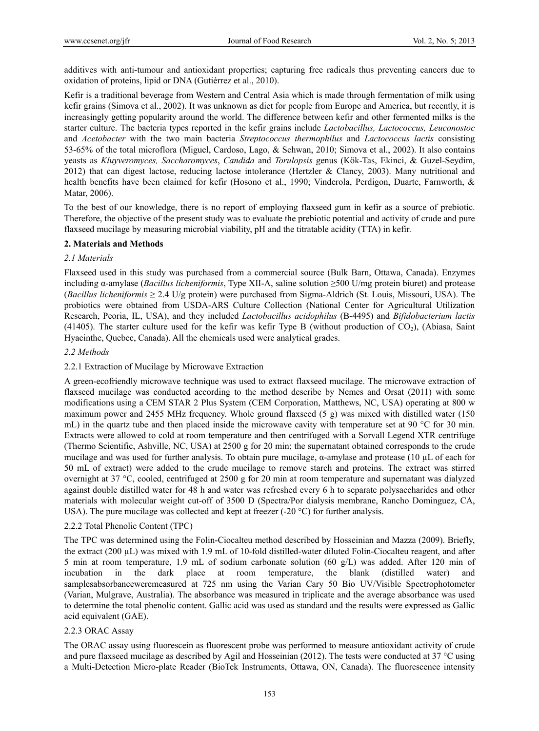additives with anti-tumour and antioxidant properties; capturing free radicals thus preventing cancers due to oxidation of proteins, lipid or DNA (Gutiérrez et al., 2010).

Kefir is a traditional beverage from Western and Central Asia which is made through fermentation of milk using kefir grains (Simova et al., 2002). It was unknown as diet for people from Europe and America, but recently, it is increasingly getting popularity around the world. The difference between kefir and other fermented milks is the starter culture. The bacteria types reported in the kefir grains include *Lactobacillus, Lactococcus, Leuconostoc* and *Acetobacter* with the two main bacteria *Streptococcus thermophilus* and *Lactococcus lactis* consisting 53-65% of the total microflora (Miguel, Cardoso, Lago, & Schwan, 2010; Simova et al., 2002). It also contains yeasts as *Kluyveromyces, Saccharomyces*, *Candida* and *Torulopsis* genus (Kök-Tas, Ekinci, & Guzel-Seydim, 2012) that can digest lactose, reducing lactose intolerance (Hertzler & Clancy, 2003). Many nutritional and health benefits have been claimed for kefir (Hosono et al., 1990; Vinderola, Perdigon, Duarte, Farnworth, & Matar, 2006).

To the best of our knowledge, there is no report of employing flaxseed gum in kefir as a source of prebiotic. Therefore, the objective of the present study was to evaluate the prebiotic potential and activity of crude and pure flaxseed mucilage by measuring microbial viability, pH and the titratable acidity (TTA) in kefir.

## 2. Materials and Methods

### *2.1 Materials*

Flaxseed used in this study was purchased from a commercial source (Bulk Barn, Ottawa, Canada). Enzymes including α-amylase (*Bacillus licheniformis*, Type XII-A, saline solution ≥500 U/mg protein biuret) and protease (*Bacillus licheniformis* ≥ 2.4 U/g protein) were purchased from Sigma-Aldrich (St. Louis, Missouri, USA). The probiotics were obtained from USDA-ARS Culture Collection (National Center for Agricultural Utilization Research, Peoria, IL, USA), and they included *Lactobacillus acidophilus* (B-4495) and *Bifidobacterium lactis* (41405). The starter culture used for the kefir was kefir Type B (without production of $CO_2$), (Abiasa, Saint Hyacinthe, Quebec, Canada). All the chemicals used were analytical grades.

### *2.2 Methods*

#### 2.2.1 Extraction of Mucilage by Microwave Extraction

A green-ecofriendly microwave technique was used to extract flaxseed mucilage. The microwave extraction of flaxseed mucilage was conducted according to the method describe by Nemes and Orsat (2011) with some modifications using a CEM STAR 2 Plus System (CEM Corporation, Matthews, NC, USA) operating at 800 w maximum power and 2455 MHz frequency. Whole ground flaxseed (5 g) was mixed with distilled water (150 mL) in the quartz tube and then placed inside the microwave cavity with temperature set at 90 °C for 30 min. Extracts were allowed to cold at room temperature and then centrifuged with a Sorvall Legend XTR centrifuge (Thermo Scientific, Ashville, NC, USA) at 2500 g for 20 min; the supernatant obtained corresponds to the crude mucilage and was used for further analysis. To obtain pure mucilage, α-amylase and protease (10 µL of each for 50 mL of extract) were added to the crude mucilage to remove starch and proteins. The extract was stirred overnight at 37 °C, cooled, centrifuged at 2500 g for 20 min at room temperature and supernatant was dialyzed against double distilled water for 48 h and water was refreshed every 6 h to separate polysaccharides and other materials with molecular weight cut-off of 3500 D (Spectra/Por dialysis membrane, Rancho Dominguez, CA, USA). The pure mucilage was collected and kept at freezer (-20 °C) for further analysis.

#### 2.2.2 Total Phenolic Content (TPC)

The TPC was determined using the Folin-Ciocalteu method described by Hosseinian and Mazza (2009). Briefly, the extract (200 µL) was mixed with 1.9 mL of 10-fold distilled-water diluted Folin-Ciocalteu reagent, and after 5 min at room temperature, 1.9 mL of sodium carbonate solution (60 g/L) was added. After 120 min of incubation in the dark place at room temperature, the blank (distilled water) and samplesabsorbanceweremeasured at 725 nm using the Varian Cary 50 Bio UV/Visible Spectrophotometer (Varian, Mulgrave, Australia). The absorbance was measured in triplicate and the average absorbance was used to determine the total phenolic content. Gallic acid was used as standard and the results were expressed as Gallic acid equivalent (GAE).

#### 2.2.3 ORAC Assay

The ORAC assay using fluorescein as fluorescent probe was performed to measure antioxidant activity of crude and pure flaxseed mucilage as described by Agil and Hosseinian (2012). The tests were conducted at 37 °C using a Multi-Detection Micro-plate Reader (BioTek Instruments, Ottawa, ON, Canada). The fluorescence intensity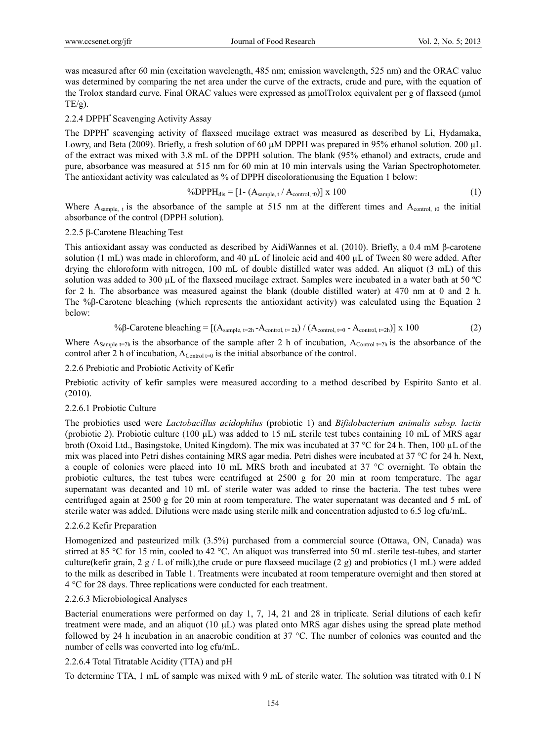was measured after 60 min (excitation wavelength, 485 nm; emission wavelength, 525 nm) and the ORAC value was determined by comparing the net area under the curve of the extracts, crude and pure, with the equation of the Trolox standard curve. Final ORAC values were expressed as μmolTrolox equivalent per g of flaxseed (μmol TE/g).

### 2.2.4 DPPH$^{\bullet}$ Scavenging Activity Assay

The DPPH$^{\bullet}$ scavenging activity of flaxseed mucilage extract was measured as described by Li, Hydamaka, Lowry, and Beta (2009). Briefly, a fresh solution of 60 μM DPPH was prepared in 95% ethanol solution. 200 μL of the extract was mixed with 3.8 mL of the DPPH solution. The blank (95% ethanol) and extracts, crude and pure, absorbance was measured at 515 nm for 60 min at 10 min intervals using the Varian Spectrophotometer. The antioxidant activity was calculated as % of DPPH discolorationusing the Equation 1 below:

$$\%DPPH_{dis} = [1 - (A_{sample,\,t} / A_{control,\,t0})] \times 100 \quad (1)$$

Where $A_{sample,\,t}$ is the absorbance of the sample at 515 nm at the different times and $A_{control,\,t0}$ the initial absorbance of the control (DPPH solution).

### 2.2.5 β-Carotene Bleaching Test

This antioxidant assay was conducted as described by AidiWannes et al. (2010). Briefly, a 0.4 mM β-carotene solution (1 mL) was made in chloroform, and 40 μL of linoleic acid and 400 μL of Tween 80 were added. After drying the chloroform with nitrogen, 100 mL of double distilled water was added. An aliquot (3 mL) of this solution was added to 300 μL of the flaxseed mucilage extract. Samples were incubated in a water bath at 50 ºC for 2 h. The absorbance was measured against the blank (double distilled water) at 470 nm at 0 and 2 h. The %β-Carotene bleaching (which represents the antioxidant activity) was calculated using the Equation 2 below:

$$\%\beta\text{-Carotene bleaching} = [(A_{sample,\,t=2h} - A_{control,\,t=2h}) / (A_{control,\,t=0} - A_{control,\,t=2h})] \times 100 \quad (2)$$

Where $A_{Sample\ t=2h}$ is the absorbance of the sample after 2 h of incubation, $A_{Control\ t=2h}$ is the absorbance of the control after 2 h of incubation, $A_{Control\ t=0}$ is the initial absorbance of the control.

### 2.2.6 Prebiotic and Probiotic Activity of Kefir

Prebiotic activity of kefir samples were measured according to a method described by Espirito Santo et al. (2010).

#### 2.2.6.1 Probiotic Culture

The probiotics used were *Lactobacillus acidophilus* (probiotic 1) and *Bifidobacterium animalis subsp. lactis* (probiotic 2). Probiotic culture (100 μL) was added to 15 mL sterile test tubes containing 10 mL of MRS agar broth (Oxoid Ltd., Basingstoke, United Kingdom). The mix was incubated at 37 °C for 24 h. Then, 100 μL of the mix was placed into Petri dishes containing MRS agar media. Petri dishes were incubated at 37 °C for 24 h. Next, a couple of colonies were placed into 10 mL MRS broth and incubated at 37 °C overnight. To obtain the probiotic cultures, the test tubes were centrifuged at 2500 g for 20 min at room temperature. The agar supernatant was decanted and 10 mL of sterile water was added to rinse the bacteria. The test tubes were centrifuged again at 2500 g for 20 min at room temperature. The water supernatant was decanted and 5 mL of sterile water was added. Dilutions were made using sterile milk and concentration adjusted to 6.5 log cfu/mL.

#### 2.2.6.2 Kefir Preparation

Homogenized and pasteurized milk (3.5%) purchased from a commercial source (Ottawa, ON, Canada) was stirred at 85 °C for 15 min, cooled to 42 °C. An aliquot was transferred into 50 mL sterile test-tubes, and starter culture(kefir grain, 2 g / L of milk),the crude or pure flaxseed mucilage (2 g) and probiotics (1 mL) were added to the milk as described in Table 1. Treatments were incubated at room temperature overnight and then stored at 4 °C for 28 days. Three replications were conducted for each treatment.

#### 2.2.6.3 Microbiological Analyses

Bacterial enumerations were performed on day 1, 7, 14, 21 and 28 in triplicate. Serial dilutions of each kefir treatment were made, and an aliquot (10 μL) was plated onto MRS agar dishes using the spread plate method followed by 24 h incubation in an anaerobic condition at 37 °C. The number of colonies was counted and the number of cells was converted into log cfu/mL.

#### 2.2.6.4 Total Titratable Acidity (TTA) and pH

To determine TTA, 1 mL of sample was mixed with 9 mL of sterile water. The solution was titrated with 0.1 N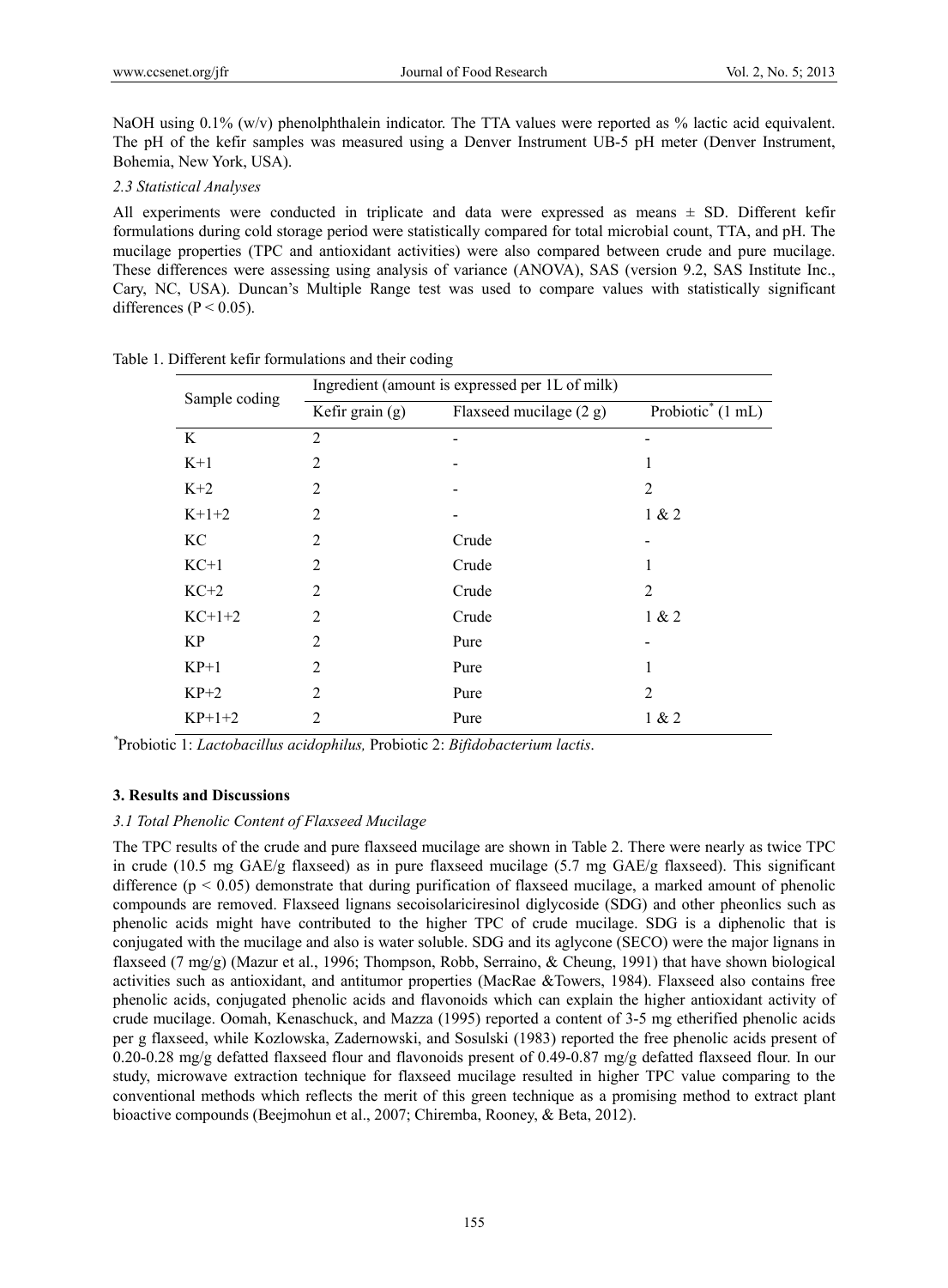NaOH using 0.1% (w/v) phenolphthalein indicator. The TTA values were reported as % lactic acid equivalent. The pH of the kefir samples was measured using a Denver Instrument UB-5 pH meter (Denver Instrument, Bohemia, New York, USA).

### *2.3 Statistical Analyses*

All experiments were conducted in triplicate and data were expressed as means ± SD. Different kefir formulations during cold storage period were statistically compared for total microbial count, TTA, and pH. The mucilage properties (TPC and antioxidant activities) were also compared between crude and pure mucilage. These differences were assessing using analysis of variance (ANOVA), SAS (version 9.2, SAS Institute Inc., Cary, NC, USA). Duncan's Multiple Range test was used to compare values with statistically significant differences ($P < 0.05$).

Table 1. Different kefir formulations and their coding

| Sample coding | Ingredient (amount is expressed per 1L of milk) | | |
|---|---|---|---|
| | Kefir grain (g) | Flaxseed mucilage (2 g) | Probiotic* (1 mL) |
| K | 2 | - | - |
| K+1 | 2 | - | 1 |
| K+2 | 2 | - | 2 |
| K+1+2 | 2 | - | 1 & 2 |
| KC | 2 | Crude | - |
| KC+1 | 2 | Crude | 1 |
| KC+2 | 2 | Crude | 2 |
| KC+1+2 | 2 | Crude | 1 & 2 |
| KP | 2 | Pure | - |
| KP+1 | 2 | Pure | 1 |
| KP+2 | 2 | Pure | 2 |
| KP+1+2 | 2 | Pure | 1 & 2 |

*Probiotic 1: *Lactobacillus acidophilus,* Probiotic 2: *Bifidobacterium lactis*.

## 3. Results and Discussions

### *3.1 Total Phenolic Content of Flaxseed Mucilage*

The TPC results of the crude and pure flaxseed mucilage are shown in Table 2. There were nearly as twice TPC in crude (10.5 mg GAE/g flaxseed) as in pure flaxseed mucilage (5.7 mg GAE/g flaxseed). This significant difference ($p < 0.05$) demonstrate that during purification of flaxseed mucilage, a marked amount of phenolic compounds are removed. Flaxseed lignans secoisolariciresinol diglycoside (SDG) and other pheonlics such as phenolic acids might have contributed to the higher TPC of crude mucilage. SDG is a diphenolic that is conjugated with the mucilage and also is water soluble. SDG and its aglycone (SECO) were the major lignans in flaxseed (7 mg/g) (Mazur et al., 1996; Thompson, Robb, Serraino, & Cheung, 1991) that have shown biological activities such as antioxidant, and antitumor properties (MacRae &Towers, 1984). Flaxseed also contains free phenolic acids, conjugated phenolic acids and flavonoids which can explain the higher antioxidant activity of crude mucilage. Oomah, Kenaschuck, and Mazza (1995) reported a content of 3-5 mg etherified phenolic acids per g flaxseed, while Kozlowska, Zadernowski, and Sosulski (1983) reported the free phenolic acids present of 0.20-0.28 mg/g defatted flaxseed flour and flavonoids present of 0.49-0.87 mg/g defatted flaxseed flour. In our study, microwave extraction technique for flaxseed mucilage resulted in higher TPC value comparing to the conventional methods which reflects the merit of this green technique as a promising method to extract plant bioactive compounds (Beejmohun et al., 2007; Chiremba, Rooney, & Beta, 2012).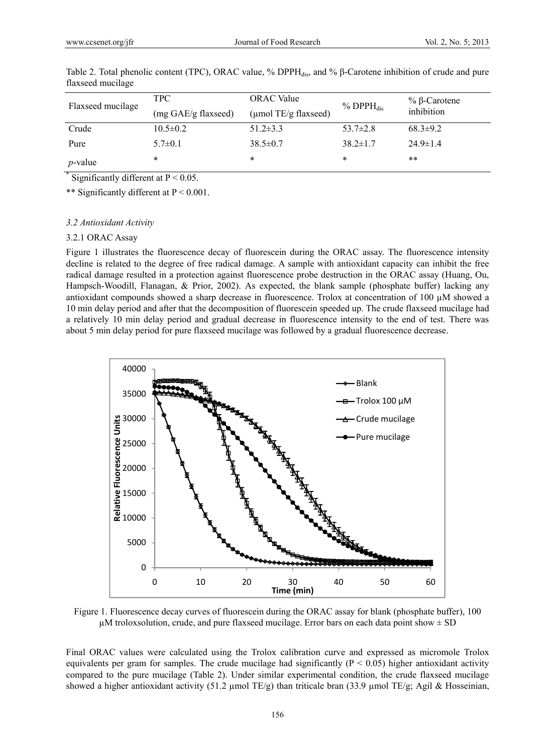Table 2. Total phenolic content (TPC), ORAC value, % DPPH$_{dis}$, and % β-Carotene inhibition of crude and pure flaxseed mucilage

| Flaxseed mucilage | TPC (mg GAE/g flaxseed) | ORAC Value (μmol TE/g flaxseed) | % DPPH$_{dis}$ | % β-Carotene inhibition |
|---|---|---|---|---|
| Crude | 10.5±0.2 | 51.2±3.3 | 53.7±2.8 | 68.3±9.2 |
| Pure | 5.7±0.1 | 38.5±0.7 | 38.2±1.7 | 24.9±1.4 |
| *p*-value | * | * | * | ** |

* Significantly different at $P < 0.05$.

** Significantly different at $P < 0.001$.

### *3.2 Antioxidant Activity*

#### 3.2.1 ORAC Assay

Figure 1 illustrates the fluorescence decay of fluorescein during the ORAC assay. The fluorescence intensity decline is related to the degree of free radical damage. A sample with antioxidant capacity can inhibit the free radical damage resulted in a protection against fluorescence probe destruction in the ORAC assay (Huang, Ou, Hampsch-Woodill, Flanagan, & Prior, 2002). As expected, the blank sample (phosphate buffer) lacking any antioxidant compounds showed a sharp decrease in fluorescence. Trolox at concentration of 100 μM showed a 10 min delay period and after that the decomposition of fluorescein speeded up. The crude flaxseed mucilage had a relatively 10 min delay period and gradual decrease in fluorescence intensity to the end of test. There was about 5 min delay period for pure flaxseed mucilage was followed by a gradual fluorescence decrease.

Figure 1. Fluorescence decay curves of fluorescein during the ORAC assay for blank (phosphate buffer), 100 μM troloxsolution, crude, and pure flaxseed mucilage. Error bars on each data point show ± SD

Final ORAC values were calculated using the Trolox calibration curve and expressed as micromole Trolox equivalents per gram for samples. The crude mucilage had significantly ($P < 0.05$) higher antioxidant activity compared to the pure mucilage (Table 2). Under similar experimental condition, the crude flaxseed mucilage showed a higher antioxidant activity (51.2 μmol TE/g) than triticale bran (33.9 μmol TE/g; Agil & Hosseinian,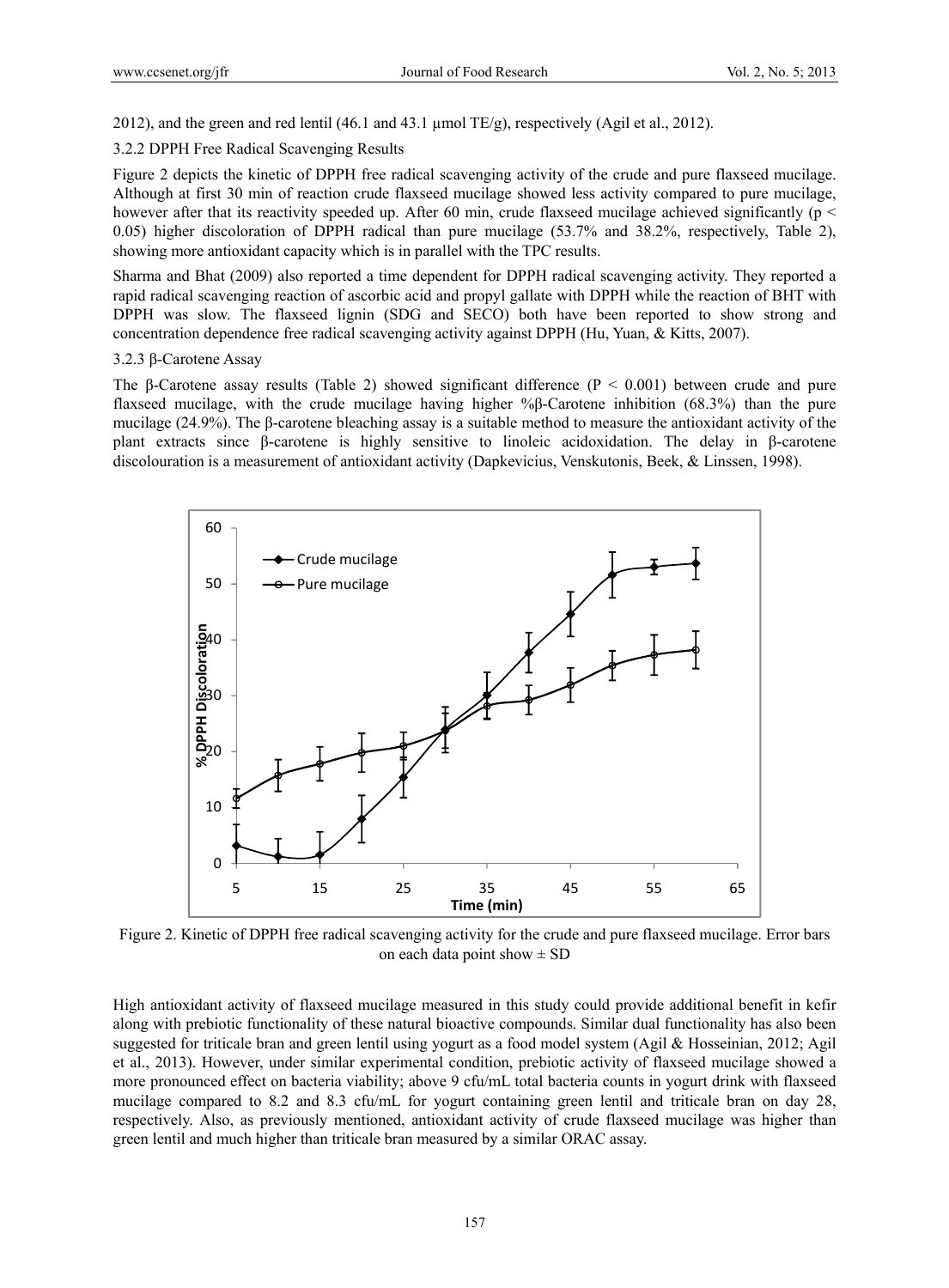2012), and the green and red lentil (46.1 and 43.1 µmol TE/g), respectively (Agil et al., 2012).

### 3.2.2 DPPH Free Radical Scavenging Results

Figure 2 depicts the kinetic of DPPH free radical scavenging activity of the crude and pure flaxseed mucilage. Although at first 30 min of reaction crude flaxseed mucilage showed less activity compared to pure mucilage, however after that its reactivity speeded up. After 60 min, crude flaxseed mucilage achieved significantly ($p < 0.05$) higher discoloration of DPPH radical than pure mucilage (53.7% and 38.2%, respectively, Table 2), showing more antioxidant capacity which is in parallel with the TPC results.

Sharma and Bhat (2009) also reported a time dependent for DPPH radical scavenging activity. They reported a rapid radical scavenging reaction of ascorbic acid and propyl gallate with DPPH while the reaction of BHT with DPPH was slow. The flaxseed lignin (SDG and SECO) both have been reported to show strong and concentration dependence free radical scavenging activity against DPPH (Hu, Yuan, & Kitts, 2007).

### 3.2.3 β-Carotene Assay

The β-Carotene assay results (Table 2) showed significant difference ($P < 0.001$) between crude and pure flaxseed mucilage, with the crude mucilage having higher %β-Carotene inhibition (68.3%) than the pure mucilage (24.9%). The β-carotene bleaching assay is a suitable method to measure the antioxidant activity of the plant extracts since β-carotene is highly sensitive to linoleic acidoxidation. The delay in β-carotene discolouration is a measurement of antioxidant activity (Dapkevicius, Venskutonis, Beek, & Linssen, 1998).

Figure 2. Kinetic of DPPH free radical scavenging activity for the crude and pure flaxseed mucilage. Error bars on each data point show ± SD

High antioxidant activity of flaxseed mucilage measured in this study could provide additional benefit in kefir along with prebiotic functionality of these natural bioactive compounds. Similar dual functionality has also been suggested for triticale bran and green lentil using yogurt as a food model system (Agil & Hosseinian, 2012; Agil et al., 2013). However, under similar experimental condition, prebiotic activity of flaxseed mucilage showed a more pronounced effect on bacteria viability; above 9 cfu/mL total bacteria counts in yogurt drink with flaxseed mucilage compared to 8.2 and 8.3 cfu/mL for yogurt containing green lentil and triticale bran on day 28, respectively. Also, as previously mentioned, antioxidant activity of crude flaxseed mucilage was higher than green lentil and much higher than triticale bran measured by a similar ORAC assay.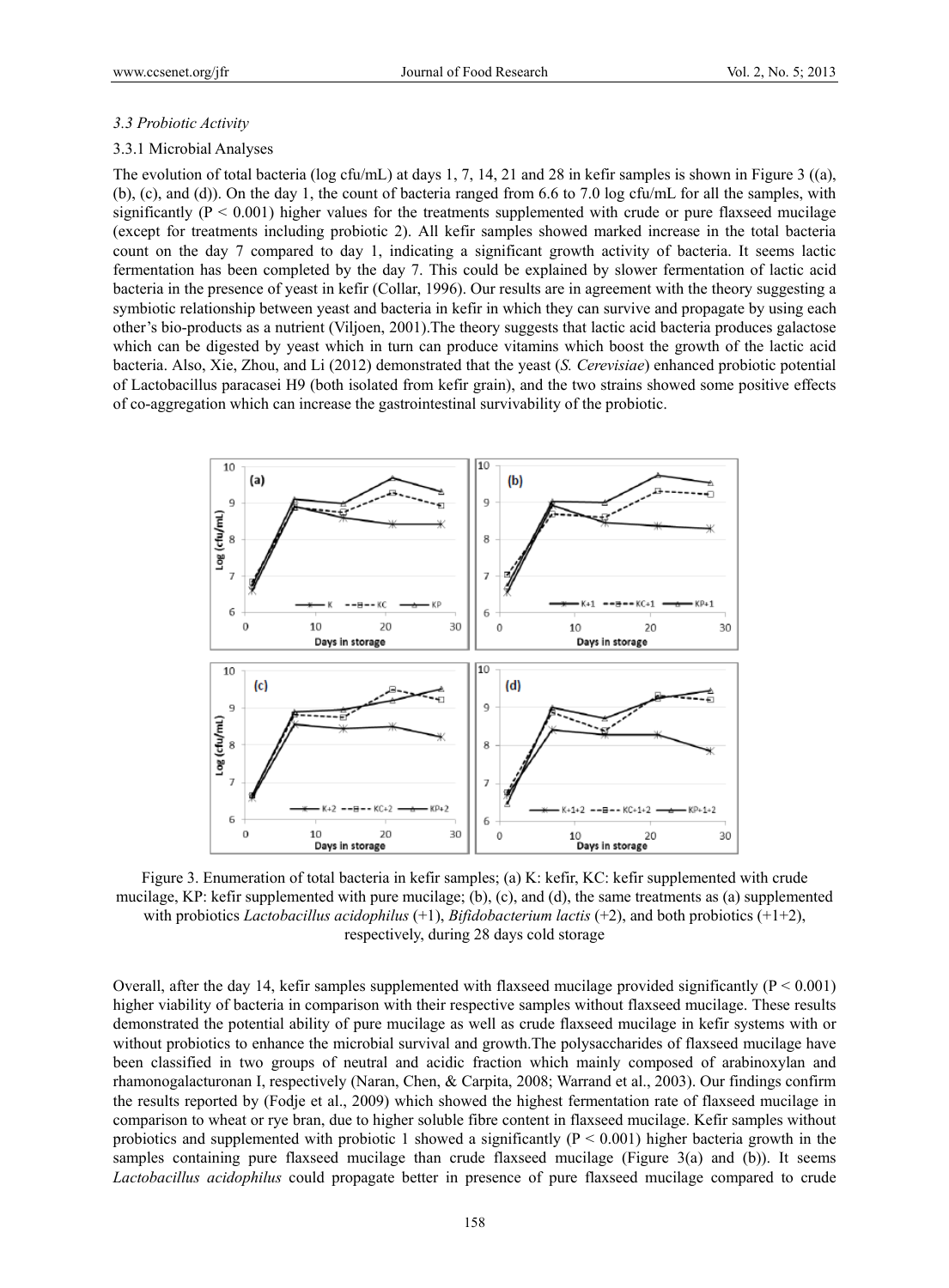### 3.3 Probiotic Activity

#### 3.3.1 Microbial Analyses

The evolution of total bacteria (log cfu/mL) at days 1, 7, 14, 21 and 28 in kefir samples is shown in Figure 3 ((a), (b), (c), and (d)). On the day 1, the count of bacteria ranged from 6.6 to 7.0 log cfu/mL for all the samples, with significantly ($P < 0.001$) higher values for the treatments supplemented with crude or pure flaxseed mucilage (except for treatments including probiotic 2). All kefir samples showed marked increase in the total bacteria count on the day 7 compared to day 1, indicating a significant growth activity of bacteria. It seems lactic fermentation has been completed by the day 7. This could be explained by slower fermentation of lactic acid bacteria in the presence of yeast in kefir (Collar, 1996). Our results are in agreement with the theory suggesting a symbiotic relationship between yeast and bacteria in kefir in which they can survive and propagate by using each other's bio-products as a nutrient (Viljoen, 2001).The theory suggests that lactic acid bacteria produces galactose which can be digested by yeast which in turn can produce vitamins which boost the growth of the lactic acid bacteria. Also, Xie, Zhou, and Li (2012) demonstrated that the yeast (*S. Cerevisiae*) enhanced probiotic potential of Lactobacillus paracasei H9 (both isolated from kefir grain), and the two strains showed some positive effects of co-aggregation which can increase the gastrointestinal survivability of the probiotic.

Figure 3. Enumeration of total bacteria in kefir samples; (a) K: kefir, KC: kefir supplemented with crude mucilage, KP: kefir supplemented with pure mucilage; (b), (c), and (d), the same treatments as (a) supplemented with probiotics *Lactobacillus acidophilus* (+1), *Bifidobacterium lactis* (+2), and both probiotics (+1+2), respectively, during 28 days cold storage

Overall, after the day 14, kefir samples supplemented with flaxseed mucilage provided significantly ($P < 0.001$) higher viability of bacteria in comparison with their respective samples without flaxseed mucilage. These results demonstrated the potential ability of pure mucilage as well as crude flaxseed mucilage in kefir systems with or without probiotics to enhance the microbial survival and growth.The polysaccharides of flaxseed mucilage have been classified in two groups of neutral and acidic fraction which mainly composed of arabinoxylan and rhamonogalacturonan I, respectively (Naran, Chen, & Carpita, 2008; Warrand et al., 2003). Our findings confirm the results reported by (Fodje et al., 2009) which showed the highest fermentation rate of flaxseed mucilage in comparison to wheat or rye bran, due to higher soluble fibre content in flaxseed mucilage. Kefir samples without probiotics and supplemented with probiotic 1 showed a significantly ($P < 0.001$) higher bacteria growth in the samples containing pure flaxseed mucilage than crude flaxseed mucilage (Figure 3(a) and (b)). It seems *Lactobacillus acidophilus* could propagate better in presence of pure flaxseed mucilage compared to crude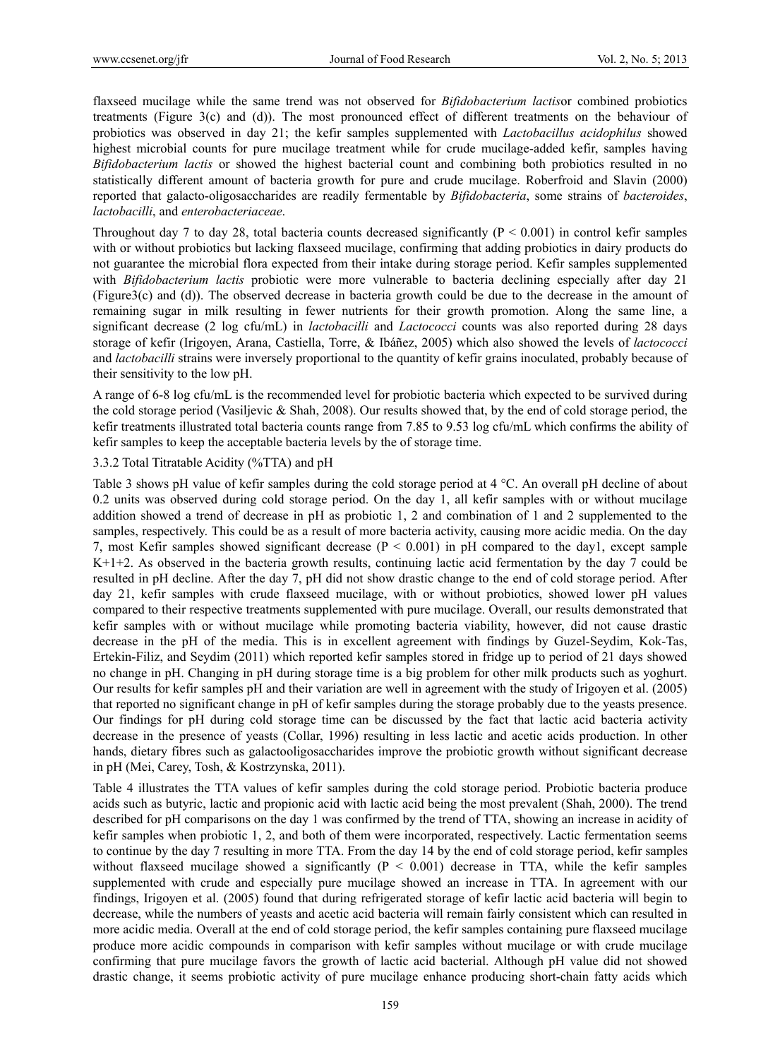flaxseed mucilage while the same trend was not observed for *Bifidobacterium lactis*or combined probiotics treatments (Figure 3(c) and (d)). The most pronounced effect of different treatments on the behaviour of probiotics was observed in day 21; the kefir samples supplemented with *Lactobacillus acidophilus* showed highest microbial counts for pure mucilage treatment while for crude mucilage-added kefir, samples having *Bifidobacterium lactis* or showed the highest bacterial count and combining both probiotics resulted in no statistically different amount of bacteria growth for pure and crude mucilage. Roberfroid and Slavin (2000) reported that galacto-oligosaccharides are readily fermentable by *Bifidobacteria*, some strains of *bacteroides*, *lactobacilli*, and *enterobacteriaceae*.

Throughout day 7 to day 28, total bacteria counts decreased significantly ($P < 0.001$) in control kefir samples with or without probiotics but lacking flaxseed mucilage, confirming that adding probiotics in dairy products do not guarantee the microbial flora expected from their intake during storage period. Kefir samples supplemented with *Bifidobacterium lactis* probiotic were more vulnerable to bacteria declining especially after day 21 (Figure3(c) and (d)). The observed decrease in bacteria growth could be due to the decrease in the amount of remaining sugar in milk resulting in fewer nutrients for their growth promotion. Along the same line, a significant decrease (2 log cfu/mL) in *lactobacilli* and *Lactococci* counts was also reported during 28 days storage of kefir (Irigoyen, Arana, Castiella, Torre, & Ibáñez, 2005) which also showed the levels of *lactococci* and *lactobacilli* strains were inversely proportional to the quantity of kefir grains inoculated, probably because of their sensitivity to the low pH.

A range of 6-8 log cfu/mL is the recommended level for probiotic bacteria which expected to be survived during the cold storage period (Vasiljevic & Shah, 2008). Our results showed that, by the end of cold storage period, the kefir treatments illustrated total bacteria counts range from 7.85 to 9.53 log cfu/mL which confirms the ability of kefir samples to keep the acceptable bacteria levels by the of storage time.

### 3.3.2 Total Titratable Acidity (%TTA) and pH

Table 3 shows pH value of kefir samples during the cold storage period at 4 °C. An overall pH decline of about 0.2 units was observed during cold storage period. On the day 1, all kefir samples with or without mucilage addition showed a trend of decrease in pH as probiotic 1, 2 and combination of 1 and 2 supplemented to the samples, respectively. This could be as a result of more bacteria activity, causing more acidic media. On the day 7, most Kefir samples showed significant decrease ($P < 0.001$) in pH compared to the day1, except sample K+1+2. As observed in the bacteria growth results, continuing lactic acid fermentation by the day 7 could be resulted in pH decline. After the day 7, pH did not show drastic change to the end of cold storage period. After day 21, kefir samples with crude flaxseed mucilage, with or without probiotics, showed lower pH values compared to their respective treatments supplemented with pure mucilage. Overall, our results demonstrated that kefir samples with or without mucilage while promoting bacteria viability, however, did not cause drastic decrease in the pH of the media. This is in excellent agreement with findings by Guzel-Seydim, Kok-Tas, Ertekin-Filiz, and Seydim (2011) which reported kefir samples stored in fridge up to period of 21 days showed no change in pH. Changing in pH during storage time is a big problem for other milk products such as yoghurt. Our results for kefir samples pH and their variation are well in agreement with the study of Irigoyen et al. (2005) that reported no significant change in pH of kefir samples during the storage probably due to the yeasts presence. Our findings for pH during cold storage time can be discussed by the fact that lactic acid bacteria activity decrease in the presence of yeasts (Collar, 1996) resulting in less lactic and acetic acids production. In other hands, dietary fibres such as galactooligosaccharides improve the probiotic growth without significant decrease in pH (Mei, Carey, Tosh, & Kostrzynska, 2011).

Table 4 illustrates the TTA values of kefir samples during the cold storage period. Probiotic bacteria produce acids such as butyric, lactic and propionic acid with lactic acid being the most prevalent (Shah, 2000). The trend described for pH comparisons on the day 1 was confirmed by the trend of TTA, showing an increase in acidity of kefir samples when probiotic 1, 2, and both of them were incorporated, respectively. Lactic fermentation seems to continue by the day 7 resulting in more TTA. From the day 14 by the end of cold storage period, kefir samples without flaxseed mucilage showed a significantly ($P < 0.001$) decrease in TTA, while the kefir samples supplemented with crude and especially pure mucilage showed an increase in TTA. In agreement with our findings, Irigoyen et al. (2005) found that during refrigerated storage of kefir lactic acid bacteria will begin to decrease, while the numbers of yeasts and acetic acid bacteria will remain fairly consistent which can resulted in more acidic media. Overall at the end of cold storage period, the kefir samples containing pure flaxseed mucilage produce more acidic compounds in comparison with kefir samples without mucilage or with crude mucilage confirming that pure mucilage favors the growth of lactic acid bacterial. Although pH value did not showed drastic change, it seems probiotic activity of pure mucilage enhance producing short-chain fatty acids which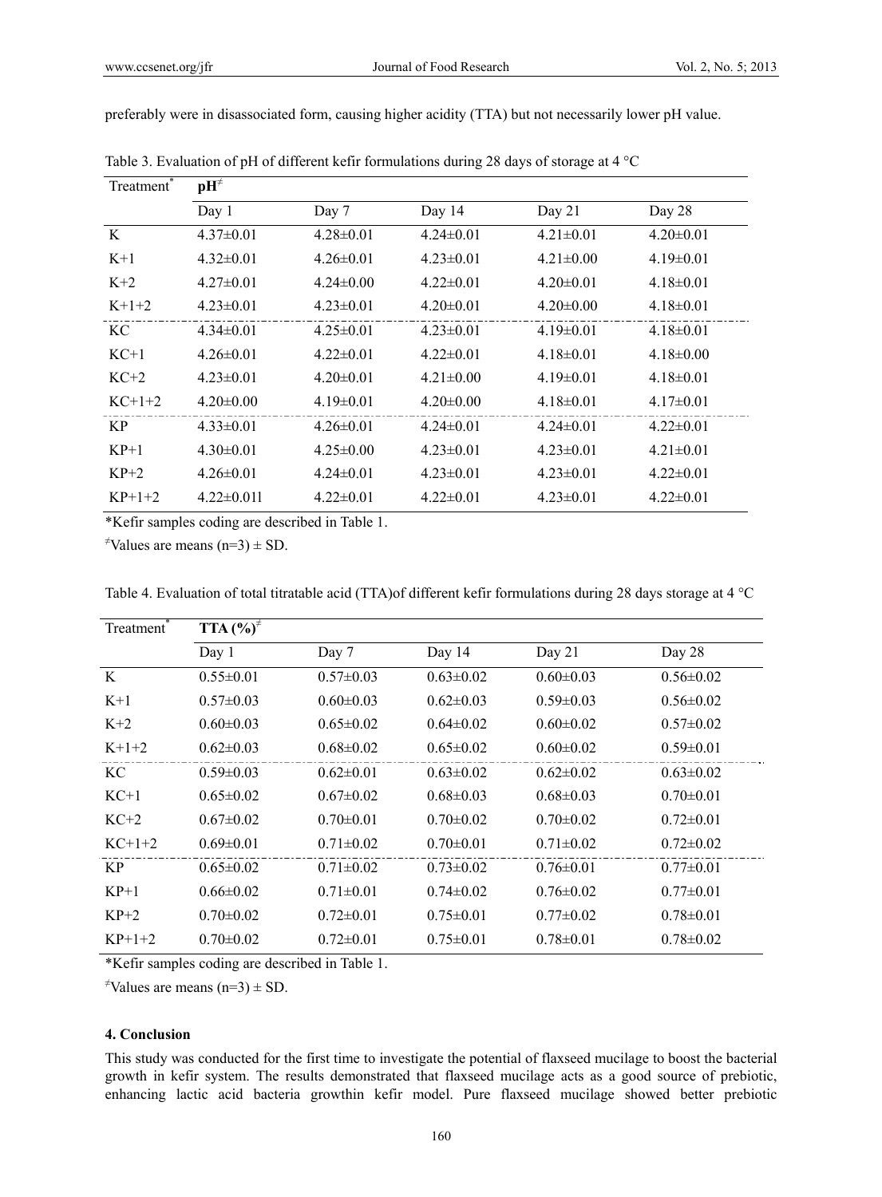preferably were in disassociated form, causing higher acidity (TTA) but not necessarily lower pH value.

Table 3. Evaluation of pH of different kefir formulations during 28 days of storage at 4 °C

| Treatment* | pH≠ | | | | |
|---|---|---|---|---|---|
| | Day 1 | Day 7 | Day 14 | Day 21 | Day 28 |
| K | 4.37±0.01 | 4.28±0.01 | 4.24±0.01 | 4.21±0.01 | 4.20±0.01 |
| K+1 | 4.32±0.01 | 4.26±0.01 | 4.23±0.01 | 4.21±0.00 | 4.19±0.01 |
| K+2 | 4.27±0.01 | 4.24±0.00 | 4.22±0.01 | 4.20±0.01 | 4.18±0.01 |
| K+1+2 | 4.23±0.01 | 4.23±0.01 | 4.20±0.01 | 4.20±0.00 | 4.18±0.01 |
| KC | 4.34±0.01 | 4.25±0.01 | 4.23±0.01 | 4.19±0.01 | 4.18±0.01 |
| KC+1 | 4.26±0.01 | 4.22±0.01 | 4.22±0.01 | 4.18±0.01 | 4.18±0.00 |
| KC+2 | 4.23±0.01 | 4.20±0.01 | 4.21±0.00 | 4.19±0.01 | 4.18±0.01 |
| KC+1+2 | 4.20±0.00 | 4.19±0.01 | 4.20±0.00 | 4.18±0.01 | 4.17±0.01 |
| KP | 4.33±0.01 | 4.26±0.01 | 4.24±0.01 | 4.24±0.01 | 4.22±0.01 |
| KP+1 | 4.30±0.01 | 4.25±0.00 | 4.23±0.01 | 4.23±0.01 | 4.21±0.01 |
| KP+2 | 4.26±0.01 | 4.24±0.01 | 4.23±0.01 | 4.23±0.01 | 4.22±0.01 |
| KP+1+2 | 4.22±0.01l | 4.22±0.01 | 4.22±0.01 | 4.23±0.01 | 4.22±0.01 |

*Kefir samples coding are described in Table 1.

≠Values are means (n=3) ± SD.

Table 4. Evaluation of total titratable acid (TTA)of different kefir formulations during 28 days storage at 4 °C

| Treatment* | TTA (%)≠ | | | | |
|---|---|---|---|---|---|
| | Day 1 | Day 7 | Day 14 | Day 21 | Day 28 |
| K | 0.55±0.01 | 0.57±0.03 | 0.63±0.02 | 0.60±0.03 | 0.56±0.02 |
| K+1 | 0.57±0.03 | 0.60±0.03 | 0.62±0.03 | 0.59±0.03 | 0.56±0.02 |
| K+2 | 0.60±0.03 | 0.65±0.02 | 0.64±0.02 | 0.60±0.02 | 0.57±0.02 |
| K+1+2 | 0.62±0.03 | 0.68±0.02 | 0.65±0.02 | 0.60±0.02 | 0.59±0.01 |
| KC | 0.59±0.03 | 0.62±0.01 | 0.63±0.02 | 0.62±0.02 | 0.63±0.02 |
| KC+1 | 0.65±0.02 | 0.67±0.02 | 0.68±0.03 | 0.68±0.03 | 0.70±0.01 |
| KC+2 | 0.67±0.02 | 0.70±0.01 | 0.70±0.02 | 0.70±0.02 | 0.72±0.01 |
| KC+1+2 | 0.69±0.01 | 0.71±0.02 | 0.70±0.01 | 0.71±0.02 | 0.72±0.02 |
| KP | 0.65±0.02 | 0.71±0.02 | 0.73±0.02 | 0.76±0.01 | 0.77±0.01 |
| KP+1 | 0.66±0.02 | 0.71±0.01 | 0.74±0.02 | 0.76±0.02 | 0.77±0.01 |
| KP+2 | 0.70±0.02 | 0.72±0.01 | 0.75±0.01 | 0.77±0.02 | 0.78±0.01 |
| KP+1+2 | 0.70±0.02 | 0.72±0.01 | 0.75±0.01 | 0.78±0.01 | 0.78±0.02 |

*Kefir samples coding are described in Table 1.

≠Values are means (n=3) ± SD.

## 4. Conclusion

This study was conducted for the first time to investigate the potential of flaxseed mucilage to boost the bacterial growth in kefir system. The results demonstrated that flaxseed mucilage acts as a good source of prebiotic, enhancing lactic acid bacteria growthin kefir model. Pure flaxseed mucilage showed better prebiotic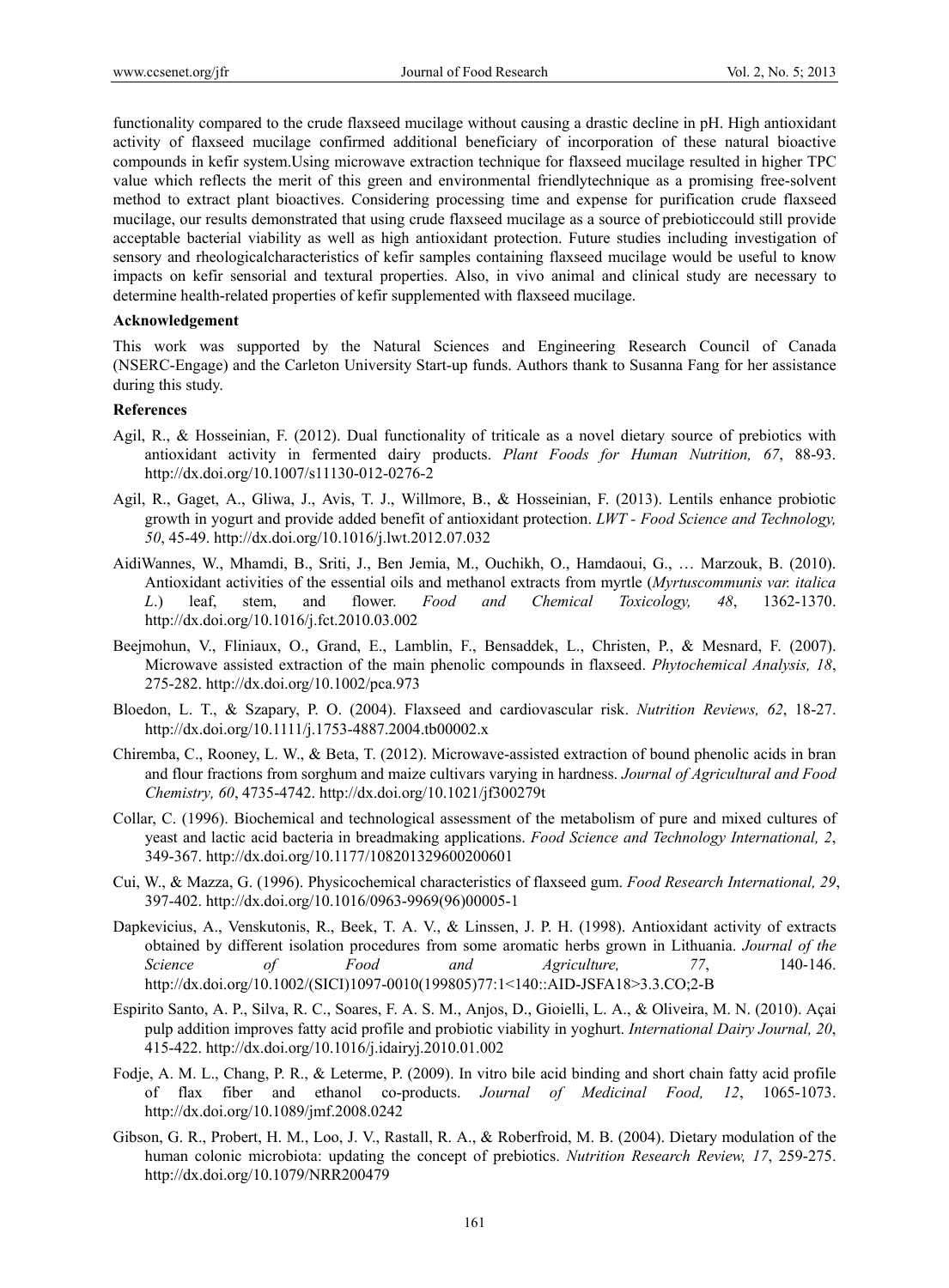functionality compared to the crude flaxseed mucilage without causing a drastic decline in pH. High antioxidant activity of flaxseed mucilage confirmed additional beneficiary of incorporation of these natural bioactive compounds in kefir system.Using microwave extraction technique for flaxseed mucilage resulted in higher TPC value which reflects the merit of this green and environmental friendlytechnique as a promising free-solvent method to extract plant bioactives. Considering processing time and expense for purification crude flaxseed mucilage, our results demonstrated that using crude flaxseed mucilage as a source of prebioticcould still provide acceptable bacterial viability as well as high antioxidant protection. Future studies including investigation of sensory and rheologicalcharacteristics of kefir samples containing flaxseed mucilage would be useful to know impacts on kefir sensorial and textural properties. Also, in vivo animal and clinical study are necessary to determine health-related properties of kefir supplemented with flaxseed mucilage.

**Acknowledgement**

This work was supported by the Natural Sciences and Engineering Research Council of Canada (NSERC-Engage) and the Carleton University Start-up funds. Authors thank to Susanna Fang for her assistance during this study.

**References**

Agil, R., & Hosseinian, F. (2012). Dual functionality of triticale as a novel dietary source of prebiotics with antioxidant activity in fermented dairy products. *Plant Foods for Human Nutrition, 67*, 88-93. http://dx.doi.org/10.1007/s11130-012-0276-2

Agil, R., Gaget, A., Gliwa, J., Avis, T. J., Willmore, B., & Hosseinian, F. (2013). Lentils enhance probiotic growth in yogurt and provide added benefit of antioxidant protection. *LWT - Food Science and Technology, 50*, 45-49. http://dx.doi.org/10.1016/j.lwt.2012.07.032

AidiWannes, W., Mhamdi, B., Sriti, J., Ben Jemia, M., Ouchikh, O., Hamdaoui, G., … Marzouk, B. (2010). Antioxidant activities of the essential oils and methanol extracts from myrtle (*Myrtuscommunis var. italica L.*) leaf, stem, and flower. *Food and Chemical Toxicology, 48*, 1362-1370. http://dx.doi.org/10.1016/j.fct.2010.03.002

Beejmohun, V., Fliniaux, O., Grand, E., Lamblin, F., Bensaddek, L., Christen, P., & Mesnard, F. (2007). Microwave assisted extraction of the main phenolic compounds in flaxseed. *Phytochemical Analysis, 18*, 275-282. http://dx.doi.org/10.1002/pca.973

Bloedon, L. T., & Szapary, P. O. (2004). Flaxseed and cardiovascular risk. *Nutrition Reviews, 62*, 18-27. http://dx.doi.org/10.1111/j.1753-4887.2004.tb00002.x

Chiremba, C., Rooney, L. W., & Beta, T. (2012). Microwave-assisted extraction of bound phenolic acids in bran and flour fractions from sorghum and maize cultivars varying in hardness. *Journal of Agricultural and Food Chemistry, 60*, 4735-4742. http://dx.doi.org/10.1021/jf300279t

Collar, C. (1996). Biochemical and technological assessment of the metabolism of pure and mixed cultures of yeast and lactic acid bacteria in breadmaking applications. *Food Science and Technology International, 2*, 349-367. http://dx.doi.org/10.1177/108201329600200601

Cui, W., & Mazza, G. (1996). Physicochemical characteristics of flaxseed gum. *Food Research International, 29*, 397-402. http://dx.doi.org/10.1016/0963-9969(96)00005-1

Dapkevicius, A., Venskutonis, R., Beek, T. A. V., & Linssen, J. P. H. (1998). Antioxidant activity of extracts obtained by different isolation procedures from some aromatic herbs grown in Lithuania. *Journal of the Science of Food and Agriculture, 77*, 140-146. http://dx.doi.org/10.1002/(SICI)1097-0010(199805)77:1<140::AID-JSFA18>3.3.CO;2-B

Espirito Santo, A. P., Silva, R. C., Soares, F. A. S. M., Anjos, D., Gioielli, L. A., & Oliveira, M. N. (2010). Açai pulp addition improves fatty acid profile and probiotic viability in yoghurt. *International Dairy Journal, 20*, 415-422. http://dx.doi.org/10.1016/j.idairyj.2010.01.002

Fodje, A. M. L., Chang, P. R., & Leterme, P. (2009). In vitro bile acid binding and short chain fatty acid profile of flax fiber and ethanol co-products. *Journal of Medicinal Food, 12*, 1065-1073. http://dx.doi.org/10.1089/jmf.2008.0242

Gibson, G. R., Probert, H. M., Loo, J. V., Rastall, R. A., & Roberfroid, M. B. (2004). Dietary modulation of the human colonic microbiota: updating the concept of prebiotics. *Nutrition Research Review, 17*, 259-275. http://dx.doi.org/10.1079/NRR200479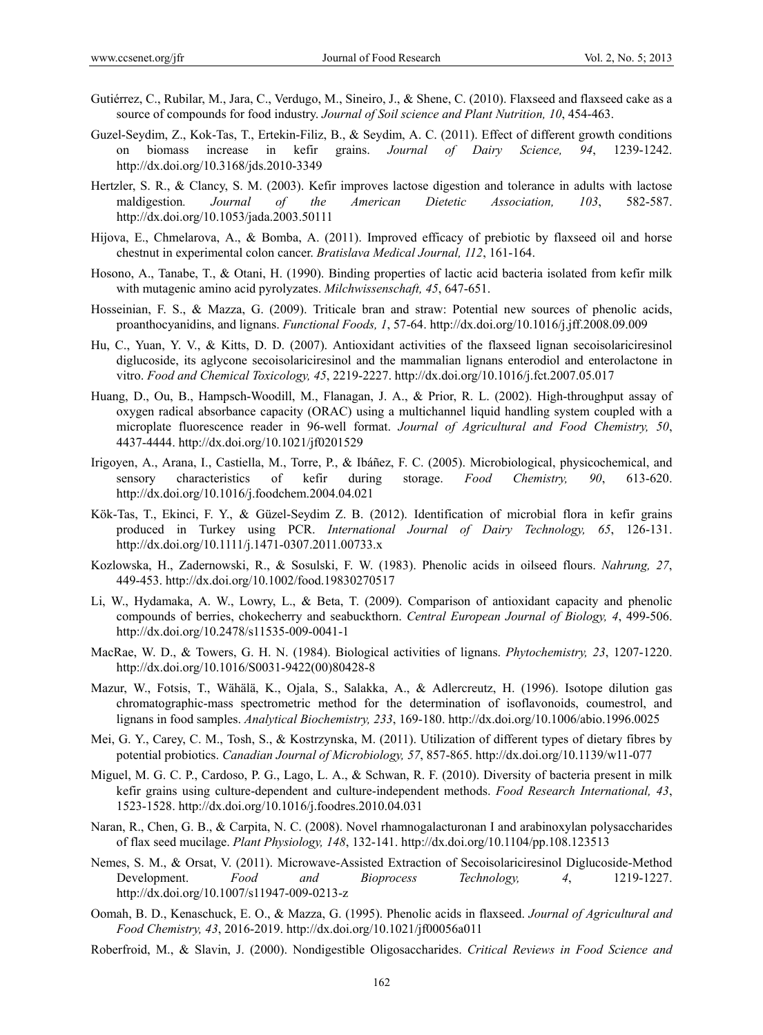Gutiérrez, C., Rubilar, M., Jara, C., Verdugo, M., Sineiro, J., & Shene, C. (2010). Flaxseed and flaxseed cake as a source of compounds for food industry. *Journal of Soil science and Plant Nutrition, 10*, 454-463.

Guzel-Seydim, Z., Kok-Tas, T., Ertekin-Filiz, B., & Seydim, A. C. (2011). Effect of different growth conditions on biomass increase in kefir grains. *Journal of Dairy Science, 94*, 1239-1242. http://dx.doi.org/10.3168/jds.2010-3349

Hertzler, S. R., & Clancy, S. M. (2003). Kefir improves lactose digestion and tolerance in adults with lactose maldigestion*. Journal of the American Dietetic Association, 103*, 582-587. http://dx.doi.org/10.1053/jada.2003.50111

Hijova, E., Chmelarova, A., & Bomba, A. (2011). Improved efficacy of prebiotic by flaxseed oil and horse chestnut in experimental colon cancer. *Bratislava Medical Journal, 112*, 161-164.

Hosono, A., Tanabe, T., & Otani, H. (1990). Binding properties of lactic acid bacteria isolated from kefir milk with mutagenic amino acid pyrolyzates. *Milchwissenschaft, 45*, 647-651.

Hosseinian, F. S., & Mazza, G. (2009). Triticale bran and straw: Potential new sources of phenolic acids, proanthocyanidins, and lignans. *Functional Foods, 1*, 57-64. http://dx.doi.org/10.1016/j.jff.2008.09.009

Hu, C., Yuan, Y. V., & Kitts, D. D. (2007). Antioxidant activities of the flaxseed lignan secoisolariciresinol diglucoside, its aglycone secoisolariciresinol and the mammalian lignans enterodiol and enterolactone in vitro. *Food and Chemical Toxicology, 45*, 2219-2227. http://dx.doi.org/10.1016/j.fct.2007.05.017

Huang, D., Ou, B., Hampsch-Woodill, M., Flanagan, J. A., & Prior, R. L. (2002). High-throughput assay of oxygen radical absorbance capacity (ORAC) using a multichannel liquid handling system coupled with a microplate fluorescence reader in 96-well format. *Journal of Agricultural and Food Chemistry, 50*, 4437-4444. http://dx.doi.org/10.1021/jf0201529

Irigoyen, A., Arana, I., Castiella, M., Torre, P., & Ibáñez, F. C. (2005). Microbiological, physicochemical, and sensory characteristics of kefir during storage. *Food Chemistry, 90*, 613-620. http://dx.doi.org/10.1016/j.foodchem.2004.04.021

Kök-Tas, T., Ekinci, F. Y., & Güzel-Seydim Z. B. (2012). Identification of microbial flora in kefir grains produced in Turkey using PCR. *International Journal of Dairy Technology, 65*, 126-131. http://dx.doi.org/10.1111/j.1471-0307.2011.00733.x

Kozlowska, H., Zadernowski, R., & Sosulski, F. W. (1983). Phenolic acids in oilseed flours. *Nahrung, 27*, 449-453. http://dx.doi.org/10.1002/food.19830270517

Li, W., Hydamaka, A. W., Lowry, L., & Beta, T. (2009). Comparison of antioxidant capacity and phenolic compounds of berries, chokecherry and seabuckthorn. *Central European Journal of Biology, 4*, 499-506. http://dx.doi.org/10.2478/s11535-009-0041-1

MacRae, W. D., & Towers, G. H. N. (1984). Biological activities of lignans. *Phytochemistry, 23*, 1207-1220. http://dx.doi.org/10.1016/S0031-9422(00)80428-8

Mazur, W., Fotsis, T., Wähälä, K., Ojala, S., Salakka, A., & Adlercreutz, H. (1996). Isotope dilution gas chromatographic-mass spectrometric method for the determination of isoflavonoids, coumestrol, and lignans in food samples. *Analytical Biochemistry, 233*, 169-180. http://dx.doi.org/10.1006/abio.1996.0025

Mei, G. Y., Carey, C. M., Tosh, S., & Kostrzynska, M. (2011). Utilization of different types of dietary fibres by potential probiotics. *Canadian Journal of Microbiology, 57*, 857-865. http://dx.doi.org/10.1139/w11-077

Miguel, M. G. C. P., Cardoso, P. G., Lago, L. A., & Schwan, R. F. (2010). Diversity of bacteria present in milk kefir grains using culture-dependent and culture-independent methods. *Food Research International, 43*, 1523-1528. http://dx.doi.org/10.1016/j.foodres.2010.04.031

Naran, R., Chen, G. B., & Carpita, N. C. (2008). Novel rhamnogalacturonan I and arabinoxylan polysaccharides of flax seed mucilage. *Plant Physiology, 148*, 132-141. http://dx.doi.org/10.1104/pp.108.123513

Nemes, S. M., & Orsat, V. (2011). Microwave-Assisted Extraction of Secoisolariciresinol Diglucoside-Method Development. *Food and Bioprocess Technology, 4*, 1219-1227. http://dx.doi.org/10.1007/s11947-009-0213-z

Oomah, B. D., Kenaschuck, E. O., & Mazza, G. (1995). Phenolic acids in flaxseed. *Journal of Agricultural and Food Chemistry, 43*, 2016-2019. http://dx.doi.org/10.1021/jf00056a011

Roberfroid, M., & Slavin, J. (2000). Nondigestible Oligosaccharides. *Critical Reviews in Food Science and*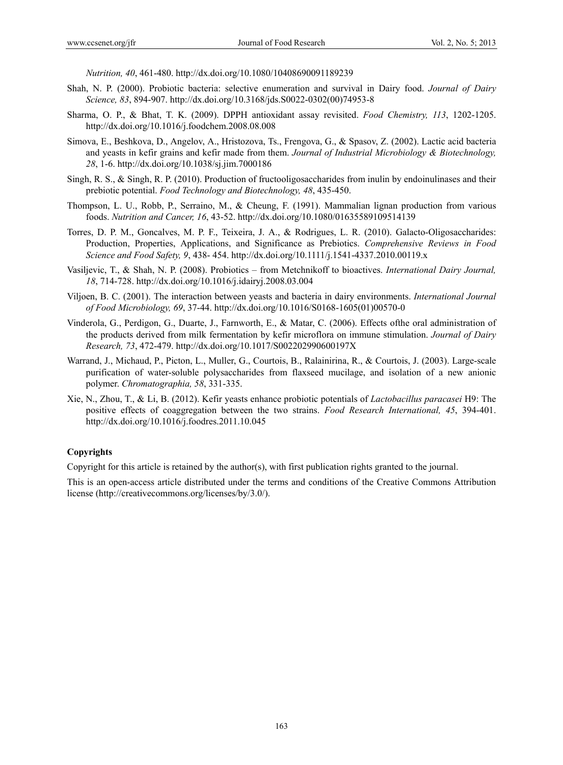*Nutrition, 40*, 461-480. http://dx.doi.org/10.1080/10408690091189239

Shah, N. P. (2000). Probiotic bacteria: selective enumeration and survival in Dairy food. *Journal of Dairy Science, 83*, 894-907. http://dx.doi.org/10.3168/jds.S0022-0302(00)74953-8

Sharma, O. P., & Bhat, T. K. (2009). DPPH antioxidant assay revisited. *Food Chemistry, 113*, 1202-1205. http://dx.doi.org/10.1016/j.foodchem.2008.08.008

Simova, E., Beshkova, D., Angelov, A., Hristozova, Ts., Frengova, G., & Spasov, Z. (2002). Lactic acid bacteria and yeasts in kefir grains and kefir made from them. *Journal of Industrial Microbiology & Biotechnology, 28*, 1-6. http://dx.doi.org/10.1038/sj.jim.7000186

Singh, R. S., & Singh, R. P. (2010). Production of fructooligosaccharides from inulin by endoinulinases and their prebiotic potential. *Food Technology and Biotechnology, 48*, 435-450.

Thompson, L. U., Robb, P., Serraino, M., & Cheung, F. (1991). Mammalian lignan production from various foods. *Nutrition and Cancer, 16*, 43-52. http://dx.doi.org/10.1080/01635589109514139

Torres, D. P. M., Goncalves, M. P. F., Teixeira, J. A., & Rodrigues, L. R. (2010). Galacto-Oligosaccharides: Production, Properties, Applications, and Significance as Prebiotics. *Comprehensive Reviews in Food Science and Food Safety, 9*, 438- 454. http://dx.doi.org/10.1111/j.1541-4337.2010.00119.x

Vasiljevic, T., & Shah, N. P. (2008). Probiotics – from Metchnikoff to bioactives. *International Dairy Journal, 18*, 714-728. http://dx.doi.org/10.1016/j.idairyj.2008.03.004

Viljoen, B. C. (2001). The interaction between yeasts and bacteria in dairy environments. *International Journal of Food Microbiology, 69*, 37-44. http://dx.doi.org/10.1016/S0168-1605(01)00570-0

Vinderola, G., Perdigon, G., Duarte, J., Farnworth, E., & Matar, C. (2006). Effects ofthe oral administration of the products derived from milk fermentation by kefir microflora on immune stimulation. *Journal of Dairy Research, 73*, 472-479. http://dx.doi.org/10.1017/S002202990600197X

Warrand, J., Michaud, P., Picton, L., Muller, G., Courtois, B., Ralainirina, R., & Courtois, J. (2003). Large-scale purification of water-soluble polysaccharides from flaxseed mucilage, and isolation of a new anionic polymer. *Chromatographia, 58*, 331-335.

Xie, N., Zhou, T., & Li, B. (2012). Kefir yeasts enhance probiotic potentials of *Lactobacillus paracasei* H9: The positive effects of coaggregation between the two strains. *Food Research International, 45*, 394-401. http://dx.doi.org/10.1016/j.foodres.2011.10.045

**Copyrights**

Copyright for this article is retained by the author(s), with first publication rights granted to the journal.

This is an open-access article distributed under the terms and conditions of the Creative Commons Attribution license (http://creativecommons.org/licenses/by/3.0/).